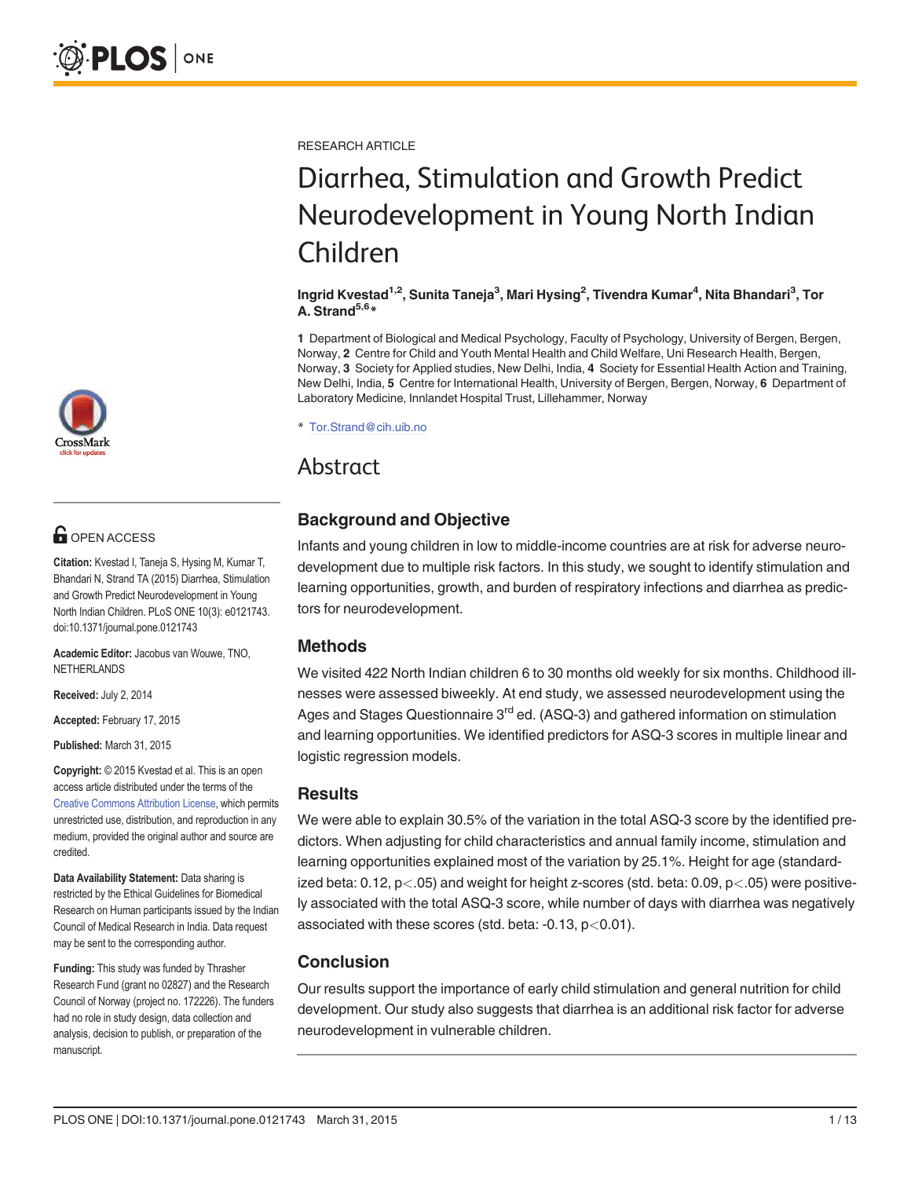RESEARCH ARTICLE

# Diarrhea, Stimulation and Growth Predict Neurodevelopment in Young North Indian Children

**Ingrid Kvestad[1,2], Sunita Taneja[3], Mari Hysing[2], Tivendra Kumar[4], Nita Bhandari[3], Tor A. Strand[5,6]***

**1** Department of Biological and Medical Psychology, Faculty of Psychology, University of Bergen, Bergen, Norway, **2** Centre for Child and Youth Mental Health and Child Welfare, Uni Research Health, Bergen, Norway, **3** Society for Applied studies, New Delhi, India, **4** Society for Essential Health Action and Training, New Delhi, India, **5** Centre for International Health, University of Bergen, Bergen, Norway, **6** Department of Laboratory Medicine, Innlandet Hospital Trust, Lillehammer, Norway

* Tor.Strand@cih.uib.no

OPEN ACCESS

**Citation:** Kvestad I, Taneja S, Hysing M, Kumar T, Bhandari N, Strand TA (2015) Diarrhea, Stimulation and Growth Predict Neurodevelopment in Young North Indian Children. PLoS ONE 10(3): e0121743. doi:10.1371/journal.pone.0121743

**Academic Editor:** Jacobus van Wouwe, TNO, NETHERLANDS

**Received:** July 2, 2014

**Accepted:** February 17, 2015

**Published:** March 31, 2015

**Copyright:** © 2015 Kvestad et al. This is an open access article distributed under the terms of the Creative Commons Attribution License, which permits unrestricted use, distribution, and reproduction in any medium, provided the original author and source are credited.

**Data Availability Statement:** Data sharing is restricted by the Ethical Guidelines for Biomedical Research on Human participants issued by the Indian Council of Medical Research in India. Data request may be sent to the corresponding author.

**Funding:** This study was funded by Thrasher Research Fund (grant no 02827) and the Research Council of Norway (project no. 172226). The funders had no role in study design, data collection and analysis, decision to publish, or preparation of the manuscript.

## Abstract

### Background and Objective

Infants and young children in low to middle-income countries are at risk for adverse neurodevelopment due to multiple risk factors. In this study, we sought to identify stimulation and learning opportunities, growth, and burden of respiratory infections and diarrhea as predictors for neurodevelopment.

### Methods

We visited 422 North Indian children 6 to 30 months old weekly for six months. Childhood illnesses were assessed biweekly. At end study, we assessed neurodevelopment using the Ages and Stages Questionnaire 3rd ed. (ASQ-3) and gathered information on stimulation and learning opportunities. We identified predictors for ASQ-3 scores in multiple linear and logistic regression models.

### Results

We were able to explain 30.5% of the variation in the total ASQ-3 score by the identified predictors. When adjusting for child characteristics and annual family income, stimulation and learning opportunities explained most of the variation by 25.1%. Height for age (standardized beta: 0.12, $p<.05$) and weight for height z-scores (std. beta: 0.09, $p<.05$) were positively associated with the total ASQ-3 score, while number of days with diarrhea was negatively associated with these scores (std. beta: -0.13, $p<0.01$).

### Conclusion

Our results support the importance of early child stimulation and general nutrition for child development. Our study also suggests that diarrhea is an additional risk factor for adverse neurodevelopment in vulnerable children.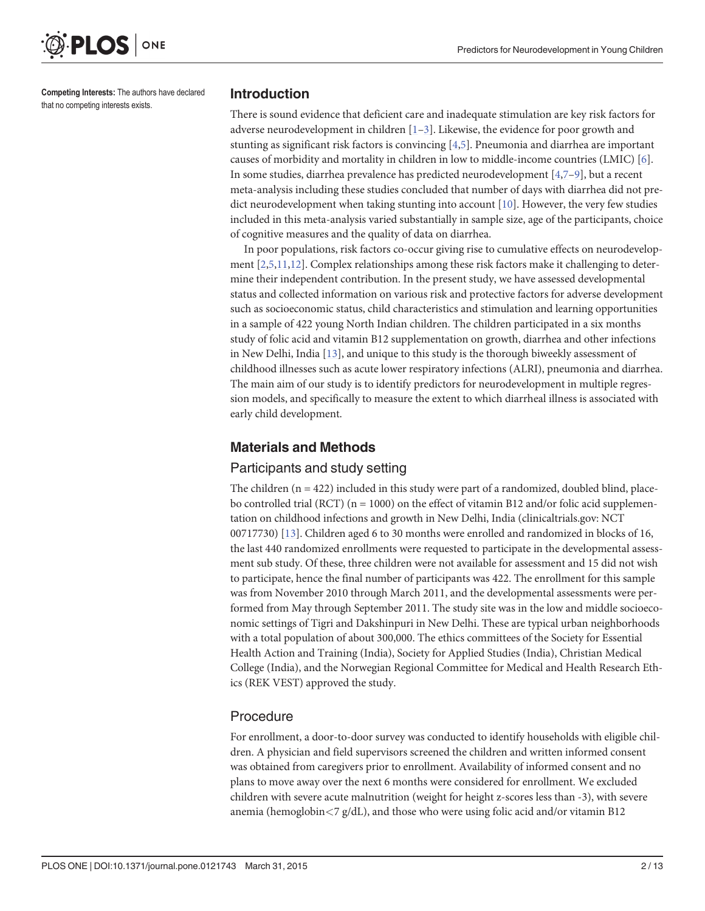**Competing Interests:** The authors have declared that no competing interests exists.

## Introduction

There is sound evidence that deficient care and inadequate stimulation are key risk factors for adverse neurodevelopment in children [1–3]. Likewise, the evidence for poor growth and stunting as significant risk factors is convincing [4,5]. Pneumonia and diarrhea are important causes of morbidity and mortality in children in low to middle-income countries (LMIC) [6]. In some studies, diarrhea prevalence has predicted neurodevelopment [4,7–9], but a recent meta-analysis including these studies concluded that number of days with diarrhea did not predict neurodevelopment when taking stunting into account [10]. However, the very few studies included in this meta-analysis varied substantially in sample size, age of the participants, choice of cognitive measures and the quality of data on diarrhea.

In poor populations, risk factors co-occur giving rise to cumulative effects on neurodevelopment [2,5,11,12]. Complex relationships among these risk factors make it challenging to determine their independent contribution. In the present study, we have assessed developmental status and collected information on various risk and protective factors for adverse development such as socioeconomic status, child characteristics and stimulation and learning opportunities in a sample of 422 young North Indian children. The children participated in a six months study of folic acid and vitamin B12 supplementation on growth, diarrhea and other infections in New Delhi, India [13], and unique to this study is the thorough biweekly assessment of childhood illnesses such as acute lower respiratory infections (ALRI), pneumonia and diarrhea. The main aim of our study is to identify predictors for neurodevelopment in multiple regression models, and specifically to measure the extent to which diarrheal illness is associated with early child development.

## Materials and Methods

### Participants and study setting

The children (n = 422) included in this study were part of a randomized, doubled blind, placebo controlled trial (RCT) (n = 1000) on the effect of vitamin B12 and/or folic acid supplementation on childhood infections and growth in New Delhi, India (clinicaltrials.gov: NCT 00717730) [13]. Children aged 6 to 30 months were enrolled and randomized in blocks of 16, the last 440 randomized enrollments were requested to participate in the developmental assessment sub study. Of these, three children were not available for assessment and 15 did not wish to participate, hence the final number of participants was 422. The enrollment for this sample was from November 2010 through March 2011, and the developmental assessments were performed from May through September 2011. The study site was in the low and middle socioeconomic settings of Tigri and Dakshinpuri in New Delhi. These are typical urban neighborhoods with a total population of about 300,000. The ethics committees of the Society for Essential Health Action and Training (India), Society for Applied Studies (India), Christian Medical College (India), and the Norwegian Regional Committee for Medical and Health Research Ethics (REK VEST) approved the study.

### Procedure

For enrollment, a door-to-door survey was conducted to identify households with eligible children. A physician and field supervisors screened the children and written informed consent was obtained from caregivers prior to enrollment. Availability of informed consent and no plans to move away over the next 6 months were considered for enrollment. We excluded children with severe acute malnutrition (weight for height z-scores less than -3), with severe anemia (hemoglobin<7 g/dL), and those who were using folic acid and/or vitamin B12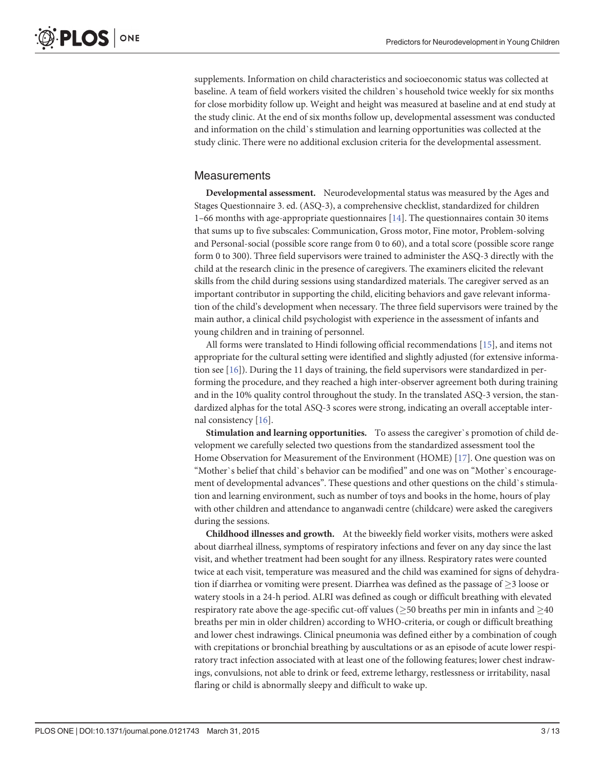supplements. Information on child characteristics and socioeconomic status was collected at baseline. A team of field workers visited the children`s household twice weekly for six months for close morbidity follow up. Weight and height was measured at baseline and at end study at the study clinic. At the end of six months follow up, developmental assessment was conducted and information on the child`s stimulation and learning opportunities was collected at the study clinic. There were no additional exclusion criteria for the developmental assessment.

## Measurements

**Developmental assessment.** Neurodevelopmental status was measured by the Ages and Stages Questionnaire 3. ed. (ASQ-3), a comprehensive checklist, standardized for children 1–66 months with age-appropriate questionnaires [14]. The questionnaires contain 30 items that sums up to five subscales: Communication, Gross motor, Fine motor, Problem-solving and Personal-social (possible score range from 0 to 60), and a total score (possible score range form 0 to 300). Three field supervisors were trained to administer the ASQ-3 directly with the child at the research clinic in the presence of caregivers. The examiners elicited the relevant skills from the child during sessions using standardized materials. The caregiver served as an important contributor in supporting the child, eliciting behaviors and gave relevant information of the child's development when necessary. The three field supervisors were trained by the main author, a clinical child psychologist with experience in the assessment of infants and young children and in training of personnel.

All forms were translated to Hindi following official recommendations [15], and items not appropriate for the cultural setting were identified and slightly adjusted (for extensive information see [16]). During the 11 days of training, the field supervisors were standardized in performing the procedure, and they reached a high inter-observer agreement both during training and in the 10% quality control throughout the study. In the translated ASQ-3 version, the standardized alphas for the total ASQ-3 scores were strong, indicating an overall acceptable internal consistency [16].

**Stimulation and learning opportunities.** To assess the caregiver`s promotion of child development we carefully selected two questions from the standardized assessment tool the Home Observation for Measurement of the Environment (HOME) [17]. One question was on "Mother`s belief that child`s behavior can be modified" and one was on "Mother`s encouragement of developmental advances". These questions and other questions on the child`s stimulation and learning environment, such as number of toys and books in the home, hours of play with other children and attendance to anganwadi centre (childcare) were asked the caregivers during the sessions.

**Childhood illnesses and growth.** At the biweekly field worker visits, mothers were asked about diarrheal illness, symptoms of respiratory infections and fever on any day since the last visit, and whether treatment had been sought for any illness. Respiratory rates were counted twice at each visit, temperature was measured and the child was examined for signs of dehydration if diarrhea or vomiting were present. Diarrhea was defined as the passage of $\geq$3 loose or watery stools in a 24-h period. ALRI was defined as cough or difficult breathing with elevated respiratory rate above the age-specific cut-off values ($\geq$50 breaths per min in infants and $\geq$40 breaths per min in older children) according to WHO-criteria, or cough or difficult breathing and lower chest indrawings. Clinical pneumonia was defined either by a combination of cough with crepitations or bronchial breathing by auscultations or as an episode of acute lower respiratory tract infection associated with at least one of the following features; lower chest indrawings, convulsions, not able to drink or feed, extreme lethargy, restlessness or irritability, nasal flaring or child is abnormally sleepy and difficult to wake up.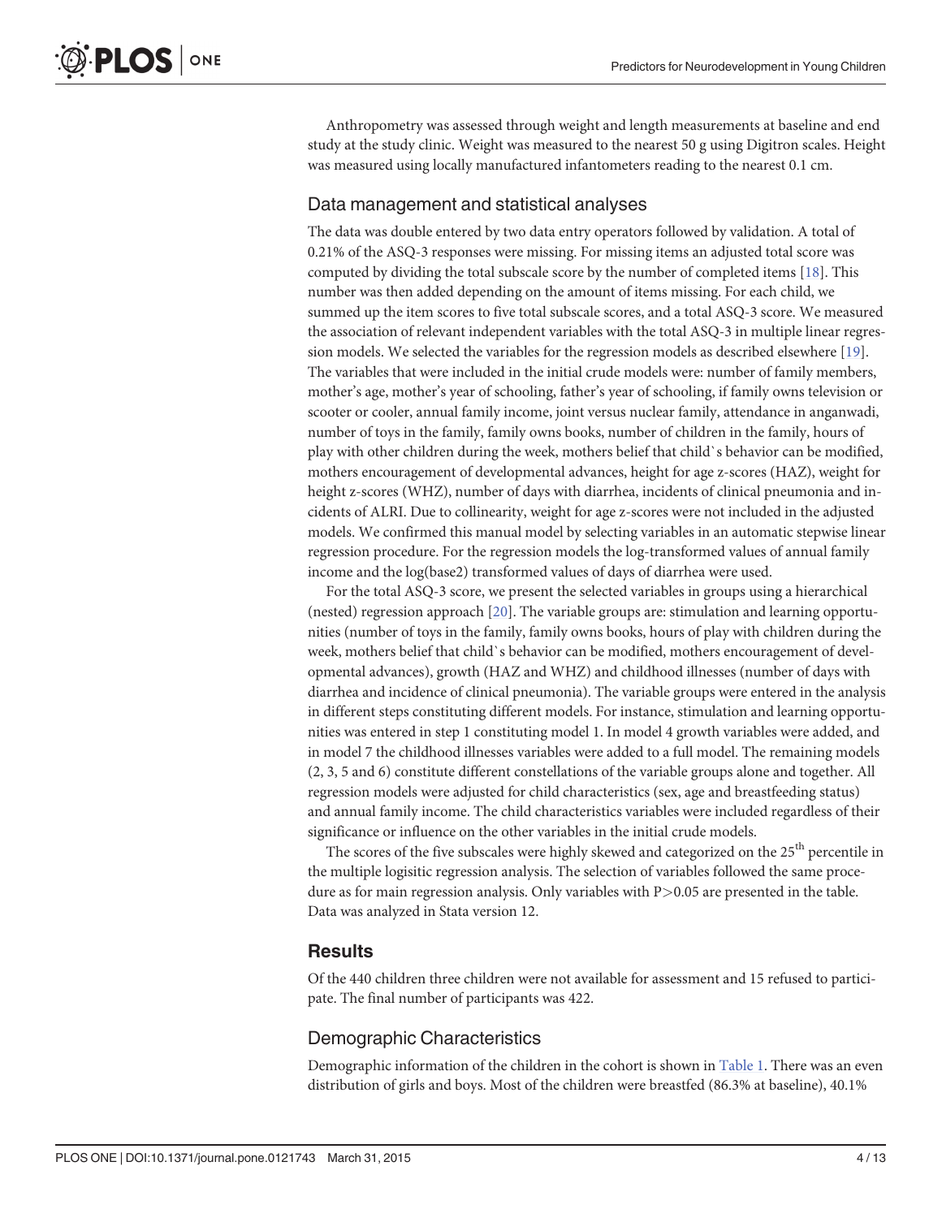Anthropometry was assessed through weight and length measurements at baseline and end study at the study clinic. Weight was measured to the nearest 50 g using Digitron scales. Height was measured using locally manufactured infantometers reading to the nearest 0.1 cm.

## Data management and statistical analyses

The data was double entered by two data entry operators followed by validation. A total of 0.21% of the ASQ-3 responses were missing. For missing items an adjusted total score was computed by dividing the total subscale score by the number of completed items [18]. This number was then added depending on the amount of items missing. For each child, we summed up the item scores to five total subscale scores, and a total ASQ-3 score. We measured the association of relevant independent variables with the total ASQ-3 in multiple linear regression models. We selected the variables for the regression models as described elsewhere [19]. The variables that were included in the initial crude models were: number of family members, mother's age, mother's year of schooling, father's year of schooling, if family owns television or scooter or cooler, annual family income, joint versus nuclear family, attendance in anganwadi, number of toys in the family, family owns books, number of children in the family, hours of play with other children during the week, mothers belief that child`s behavior can be modified, mothers encouragement of developmental advances, height for age z-scores (HAZ), weight for height z-scores (WHZ), number of days with diarrhea, incidents of clinical pneumonia and incidents of ALRI. Due to collinearity, weight for age z-scores were not included in the adjusted models. We confirmed this manual model by selecting variables in an automatic stepwise linear regression procedure. For the regression models the log-transformed values of annual family income and the log(base2) transformed values of days of diarrhea were used.

For the total ASQ-3 score, we present the selected variables in groups using a hierarchical (nested) regression approach [20]. The variable groups are: stimulation and learning opportunities (number of toys in the family, family owns books, hours of play with children during the week, mothers belief that child`s behavior can be modified, mothers encouragement of developmental advances), growth (HAZ and WHZ) and childhood illnesses (number of days with diarrhea and incidence of clinical pneumonia). The variable groups were entered in the analysis in different steps constituting different models. For instance, stimulation and learning opportunities was entered in step 1 constituting model 1. In model 4 growth variables were added, and in model 7 the childhood illnesses variables were added to a full model. The remaining models (2, 3, 5 and 6) constitute different constellations of the variable groups alone and together. All regression models were adjusted for child characteristics (sex, age and breastfeeding status) and annual family income. The child characteristics variables were included regardless of their significance or influence on the other variables in the initial crude models.

The scores of the five subscales were highly skewed and categorized on the 25$^{th}$ percentile in the multiple logisitic regression analysis. The selection of variables followed the same procedure as for main regression analysis. Only variables with $P>0.05$ are presented in the table. Data was analyzed in Stata version 12.

# Results

Of the 440 children three children were not available for assessment and 15 refused to participate. The final number of participants was 422.

## Demographic Characteristics

Demographic information of the children in the cohort is shown in Table 1. There was an even distribution of girls and boys. Most of the children were breastfed (86.3% at baseline), 40.1%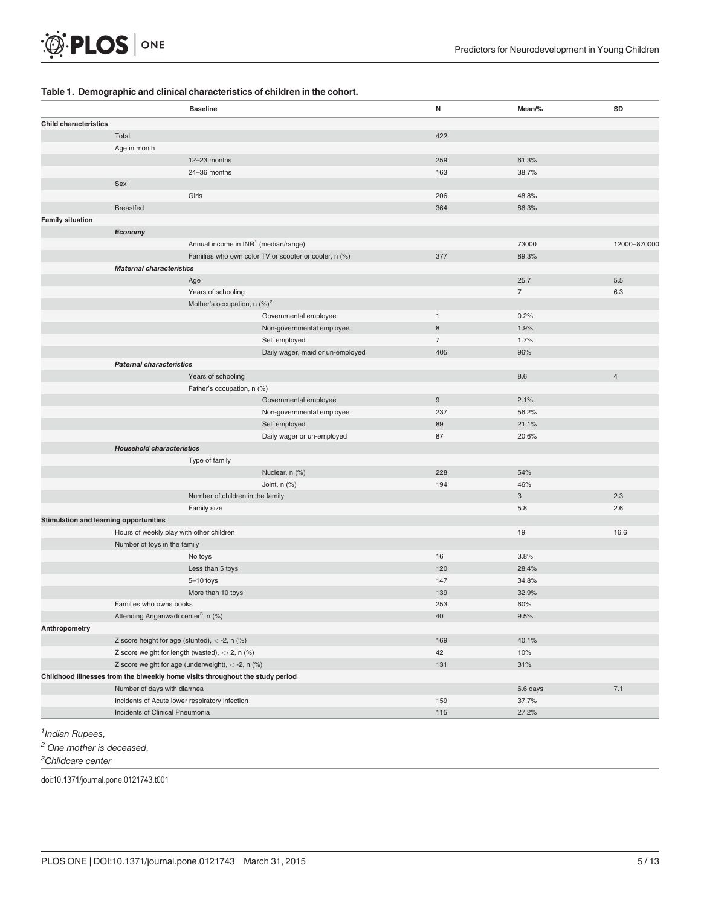**Table 1. Demographic and clinical characteristics of children in the cohort.**

| Baseline | N | Mean/% | SD |
|---|---|---|---|
| **Child characteristics** | | | |
| Total | 422 | | |
| Age in month | | | |
| 12–23 months | 259 | 61.3% | |
| 24–36 months | 163 | 38.7% | |
| Sex | | | |
| Girls | 206 | 48.8% | |
| Breastfed | 364 | 86.3% | |
| **Family situation** | | | |
| ***Economy*** | | | |
| Annual income in INR[1] (median/range) | | 73000 | 12000–870000 |
| Families who own color TV or scooter or cooler, n (%) | 377 | 89.3% | |
| ***Maternal characteristics*** | | | |
| Age | | 25.7 | 5.5 |
| Years of schooling | | 7 | 6.3 |
| Mother's occupation, n (%)[2] | | | |
| Governmental employee | 1 | 0.2% | |
| Non-governmental employee | 8 | 1.9% | |
| Self employed | 7 | 1.7% | |
| Daily wager, maid or un-employed | 405 | 96% | |
| ***Paternal characteristics*** | | | |
| Years of schooling | | 8.6 | 4 |
| Father's occupation, n (%) | | | |
| Governmental employee | 9 | 2.1% | |
| Non-governmental employee | 237 | 56.2% | |
| Self employed | 89 | 21.1% | |
| Daily wager or un-employed | 87 | 20.6% | |
| ***Household characteristics*** | | | |
| Type of family | | | |
| Nuclear, n (%) | 228 | 54% | |
| Joint, n (%) | 194 | 46% | |
| Number of children in the family | | 3 | 2.3 |
| Family size | | 5.8 | 2.6 |
| **Stimulation and learning opportunities** | | | |
| Hours of weekly play with other children | | 19 | 16.6 |
| Number of toys in the family | | | |
| No toys | 16 | 3.8% | |
| Less than 5 toys | 120 | 28.4% | |
| 5–10 toys | 147 | 34.8% | |
| More than 10 toys | 139 | 32.9% | |
| Families who owns books | 253 | 60% | |
| Attending Anganwadi center[3], n (%) | 40 | 9.5% | |
| **Anthropometry** | | | |
| Z score height for age (stunted), < -2, n (%) | 169 | 40.1% | |
| Z score weight for length (wasted), <- 2, n (%) | 42 | 10% | |
| Z score weight for age (underweight), < -2, n (%) | 131 | 31% | |
| **Childhood Illnesses from the biweekly home visits throughout the study period** | | | |
| Number of days with diarrhea | | 6.6 days | 7.1 |
| Incidents of Acute lower respiratory infection | 159 | 37.7% | |
| Incidents of Clinical Pneumonia | 115 | 27.2% | |

[1] *Indian Rupees*,

[2] *One mother is deceased*,

[3] *Childcare center*

doi:10.1371/journal.pone.0121743.t001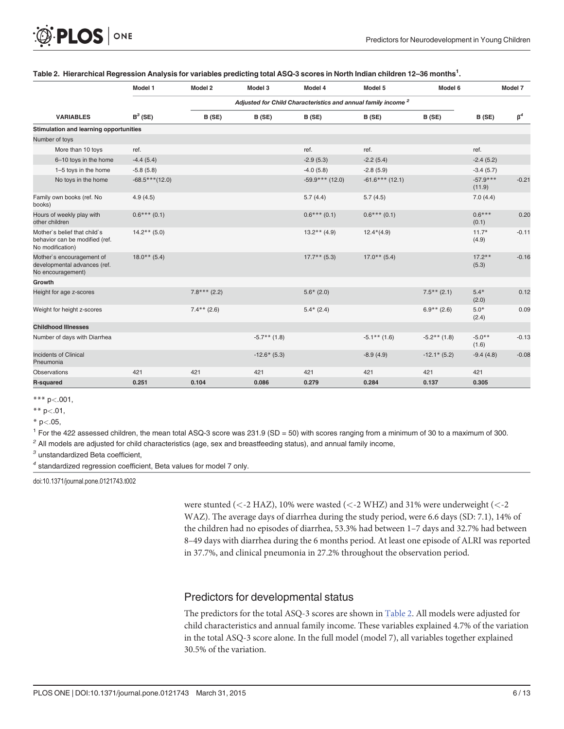**Table 2. Hierarchical Regression Analysis for variables predicting total ASQ-3 scores in North Indian children 12–36 months[1].**

| | Model 1 | Model 2 | Model 3 | Model 4 | Model 5 | Model 6 | Model 7 | |
|---|---|---|---|---|---|---|---|---|
| | | Adjusted for Child Characteristics and annual family income [2] | | | | | | |
| VARIABLES | B[3] (SE) | B (SE) | B (SE) | B (SE) | B (SE) | B (SE) | B (SE) | β[4] |
| **Stimulation and learning opportunities** | | | | | | | | |
| Number of toys | | | | | | | | |
| More than 10 toys | ref. | | | ref. | ref. | | ref. | |
| 6–10 toys in the home | -4.4 (5.4) | | | -2.9 (5.3) | -2.2 (5.4) | | -2.4 (5.2) | |
| 1–5 toys in the home | -5.8 (5.8) | | | -4.0 (5.8) | -2.8 (5.9) | | -3.4 (5.7) | |
| No toys in the home | -68.5***(12.0) | | | -59.9*** (12.0) | -61.6*** (12.1) | | -57.9*** (11.9) | -0.21 |
| Family own books (ref. No books) | 4.9 (4.5) | | | 5.7 (4.4) | 5.7 (4.5) | | 7.0 (4.4) | |
| Hours of weekly play with other children | 0.6*** (0.1) | | | 0.6*** (0.1) | 0.6*** (0.1) | | 0.6*** (0.1) | 0.20 |
| Mother`s belief that child`s behavior can be modified (ref. No modification) | 14.2** (5.0) | | | 13.2** (4.9) | 12.4*(4.9) | | 11.7* (4.9) | -0.11 |
| Mother`s encouragement of developmental advances (ref. No encouragement) | 18.0** (5.4) | | | 17.7** (5.3) | 17.0** (5.4) | | 17.2** (5.3) | -0.16 |
| **Growth** | | | | | | | | |
| Height for age z-scores | | 7.8*** (2.2) | | 5.6* (2.0) | | 7.5** (2.1) | 5.4* (2.0) | 0.12 |
| Weight for height z-scores | | 7.4** (2.6) | | 5.4* (2.4) | | 6.9** (2.6) | 5.0* (2.4) | 0.09 |
| **Childhood Illnesses** | | | | | | | | |
| Number of days with Diarrhea | | | -5.7** (1.8) | | -5.1** (1.6) | -5.2** (1.8) | -5.0** (1.6) | -0.13 |
| Incidents of Clinical Pneumonia | | | -12.6* (5.3) | | -8.9 (4.9) | -12.1* (5.2) | -9.4 (4.8) | -0.08 |
| Observations | 421 | 421 | 421 | 421 | 421 | 421 | 421 | |
| **R-squared** | **0.251** | **0.104** | **0.086** | **0.279** | **0.284** | **0.137** | **0.305** | |

*** p<.001,

** p<.01,

* p<.05,

[1] For the 422 assessed children, the mean total ASQ-3 score was 231.9 (SD = 50) with scores ranging from a minimum of 30 to a maximum of 300.

[2] All models are adjusted for child characteristics (age, sex and breastfeeding status), and annual family income,

[3] unstandardized Beta coefficient,

[4] standardized regression coefficient, Beta values for model 7 only.

doi:10.1371/journal.pone.0121743.t002

were stunted (<-2 HAZ), 10% were wasted (<-2 WHZ) and 31% were underweight (<-2 WAZ). The average days of diarrhea during the study period, were 6.6 days (SD: 7.1), 14% of the children had no episodes of diarrhea, 53.3% had between 1–7 days and 32.7% had between 8–49 days with diarrhea during the 6 months period. At least one episode of ALRI was reported in 37.7%, and clinical pneumonia in 27.2% throughout the observation period.

## Predictors for developmental status

The predictors for the total ASQ-3 scores are shown in Table 2. All models were adjusted for child characteristics and annual family income. These variables explained 4.7% of the variation in the total ASQ-3 score alone. In the full model (model 7), all variables together explained 30.5% of the variation.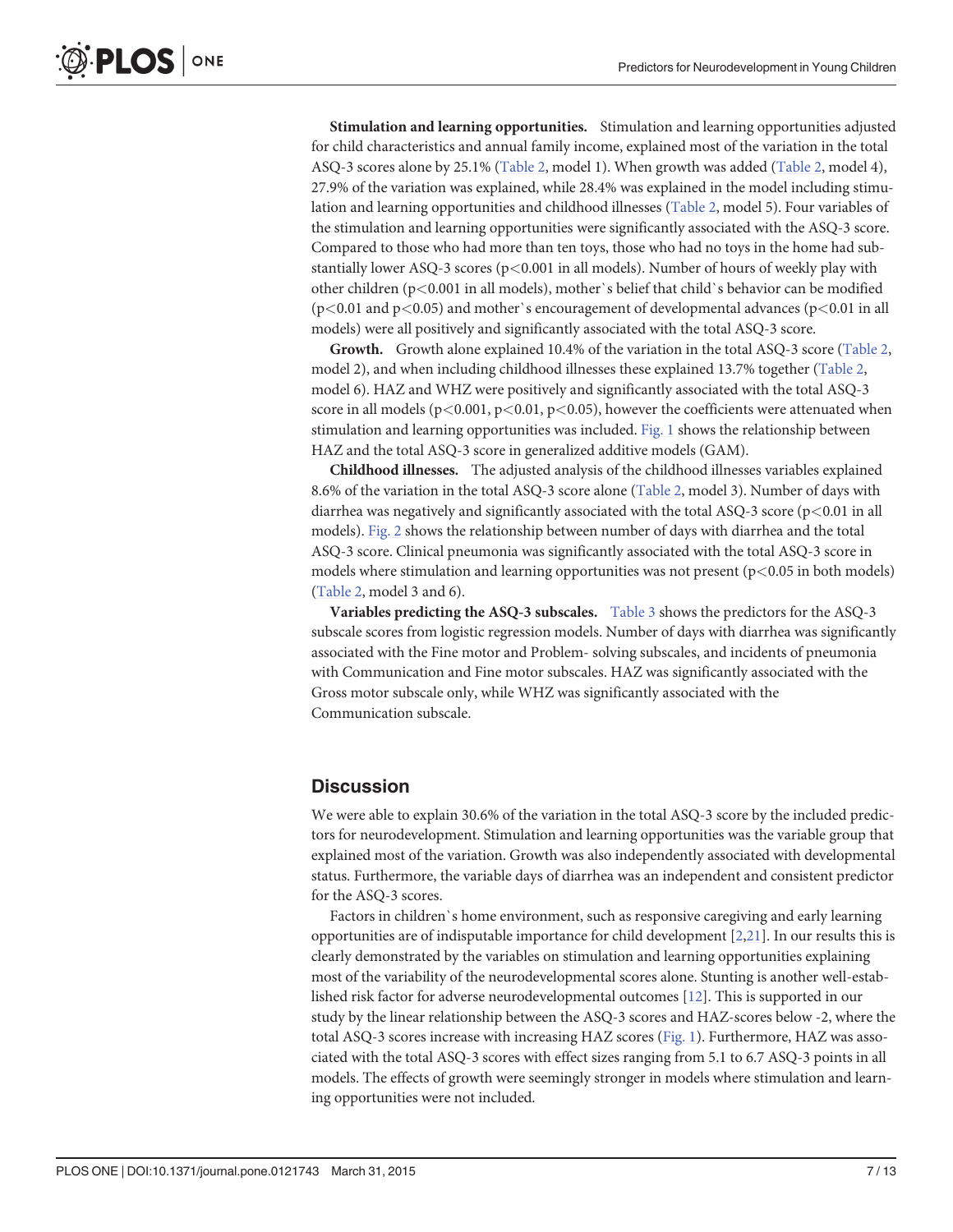**Stimulation and learning opportunities.** Stimulation and learning opportunities adjusted for child characteristics and annual family income, explained most of the variation in the total ASQ-3 scores alone by 25.1% (Table 2, model 1). When growth was added (Table 2, model 4), 27.9% of the variation was explained, while 28.4% was explained in the model including stimulation and learning opportunities and childhood illnesses (Table 2, model 5). Four variables of the stimulation and learning opportunities were significantly associated with the ASQ-3 score. Compared to those who had more than ten toys, those who had no toys in the home had substantially lower ASQ-3 scores ($p<0.001$ in all models). Number of hours of weekly play with other children ($p<0.001$ in all models), mother`s belief that child`s behavior can be modified ($p<0.01$ and $p<0.05$) and mother`s encouragement of developmental advances ($p<0.01$ in all models) were all positively and significantly associated with the total ASQ-3 score.

**Growth.** Growth alone explained 10.4% of the variation in the total ASQ-3 score (Table 2, model 2), and when including childhood illnesses these explained 13.7% together (Table 2, model 6). HAZ and WHZ were positively and significantly associated with the total ASQ-3 score in all models ($p<0.001$, $p<0.01$, $p<0.05$), however the coefficients were attenuated when stimulation and learning opportunities was included. Fig. 1 shows the relationship between HAZ and the total ASQ-3 score in generalized additive models (GAM).

**Childhood illnesses.** The adjusted analysis of the childhood illnesses variables explained 8.6% of the variation in the total ASQ-3 score alone (Table 2, model 3). Number of days with diarrhea was negatively and significantly associated with the total ASQ-3 score ($p<0.01$ in all models). Fig. 2 shows the relationship between number of days with diarrhea and the total ASQ-3 score. Clinical pneumonia was significantly associated with the total ASQ-3 score in models where stimulation and learning opportunities was not present ($p<0.05$ in both models) (Table 2, model 3 and 6).

**Variables predicting the ASQ-3 subscales.** Table 3 shows the predictors for the ASQ-3 subscale scores from logistic regression models. Number of days with diarrhea was significantly associated with the Fine motor and Problem- solving subscales, and incidents of pneumonia with Communication and Fine motor subscales. HAZ was significantly associated with the Gross motor subscale only, while WHZ was significantly associated with the Communication subscale.

## Discussion

We were able to explain 30.6% of the variation in the total ASQ-3 score by the included predictors for neurodevelopment. Stimulation and learning opportunities was the variable group that explained most of the variation. Growth was also independently associated with developmental status. Furthermore, the variable days of diarrhea was an independent and consistent predictor for the ASQ-3 scores.

Factors in children`s home environment, such as responsive caregiving and early learning opportunities are of indisputable importance for child development [2,21]. In our results this is clearly demonstrated by the variables on stimulation and learning opportunities explaining most of the variability of the neurodevelopmental scores alone. Stunting is another well-established risk factor for adverse neurodevelopmental outcomes [12]. This is supported in our study by the linear relationship between the ASQ-3 scores and HAZ-scores below -2, where the total ASQ-3 scores increase with increasing HAZ scores (Fig. 1). Furthermore, HAZ was associated with the total ASQ-3 scores with effect sizes ranging from 5.1 to 6.7 ASQ-3 points in all models. The effects of growth were seemingly stronger in models where stimulation and learning opportunities were not included.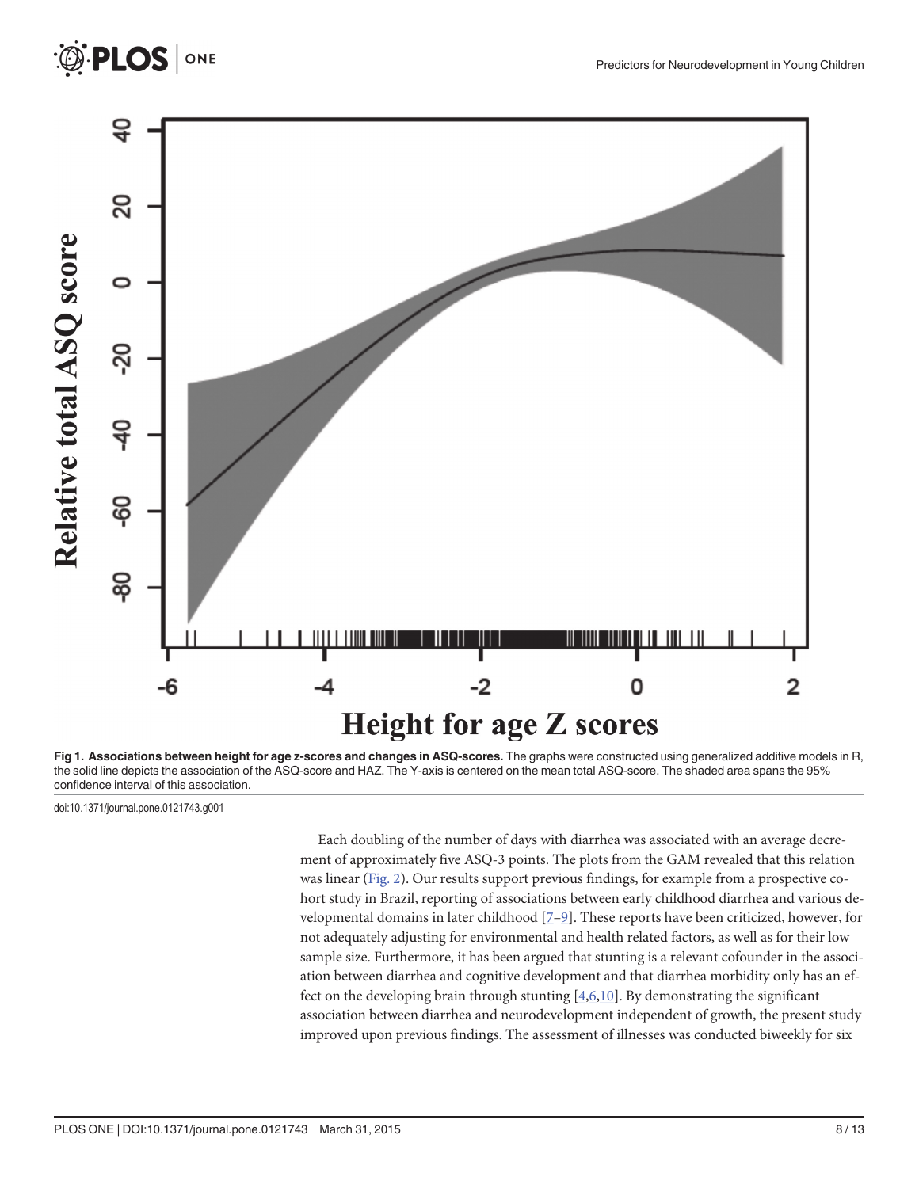Relative total ASQ score

40
20
0
-20
-40
-60
-80

-6
-4
-2
0
2

Height for age Z scores

**Fig 1. Associations between height for age z-scores and changes in ASQ-scores.** The graphs were constructed using generalized additive models in R, the solid line depicts the association of the ASQ-score and HAZ. The Y-axis is centered on the mean total ASQ-score. The shaded area spans the 95% confidence interval of this association.

doi:10.1371/journal.pone.0121743.g001

Each doubling of the number of days with diarrhea was associated with an average decrement of approximately five ASQ-3 points. The plots from the GAM revealed that this relation was linear (Fig. 2). Our results support previous findings, for example from a prospective cohort study in Brazil, reporting of associations between early childhood diarrhea and various developmental domains in later childhood [7–9]. These reports have been criticized, however, for not adequately adjusting for environmental and health related factors, as well as for their low sample size. Furthermore, it has been argued that stunting is a relevant cofounder in the association between diarrhea and cognitive development and that diarrhea morbidity only has an effect on the developing brain through stunting [4,6,10]. By demonstrating the significant association between diarrhea and neurodevelopment independent of growth, the present study improved upon previous findings. The assessment of illnesses was conducted biweekly for six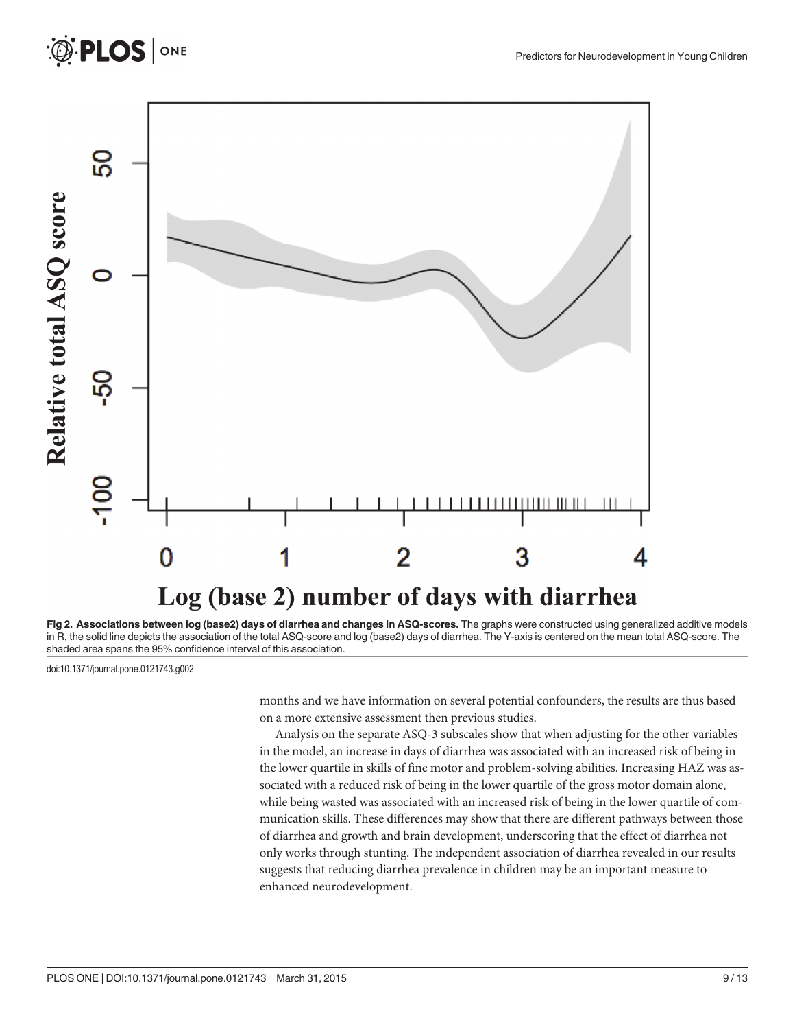Relative total ASQ score

50

0

-50

-100

0

1

2

3

4

Log (base 2) number of days with diarrhea

**Fig 2. Associations between log (base2) days of diarrhea and changes in ASQ-scores.** The graphs were constructed using generalized additive models in R, the solid line depicts the association of the total ASQ-score and log (base2) days of diarrhea. The Y-axis is centered on the mean total ASQ-score. The shaded area spans the 95% confidence interval of this association.

doi:10.1371/journal.pone.0121743.g002

months and we have information on several potential confounders, the results are thus based on a more extensive assessment then previous studies.

Analysis on the separate ASQ-3 subscales show that when adjusting for the other variables in the model, an increase in days of diarrhea was associated with an increased risk of being in the lower quartile in skills of fine motor and problem-solving abilities. Increasing HAZ was associated with a reduced risk of being in the lower quartile of the gross motor domain alone, while being wasted was associated with an increased risk of being in the lower quartile of communication skills. These differences may show that there are different pathways between those of diarrhea and growth and brain development, underscoring that the effect of diarrhea not only works through stunting. The independent association of diarrhea revealed in our results suggests that reducing diarrhea prevalence in children may be an important measure to enhanced neurodevelopment.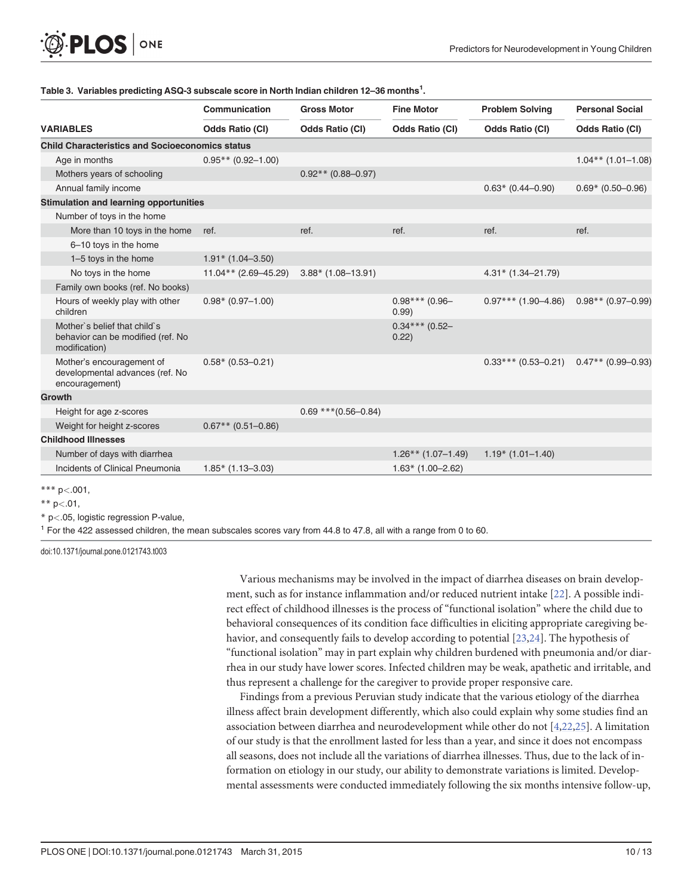**Table 3. Variables predicting ASQ-3 subscale score in North Indian children 12–36 months[1].**

| | Communication | Gross Motor | Fine Motor | Problem Solving | Personal Social |
|---|---|---|---|---|---|
| VARIABLES | Odds Ratio (CI) | Odds Ratio (CI) | Odds Ratio (CI) | Odds Ratio (CI) | Odds Ratio (CI) |
| **Child Characteristics and Socioeconomics status** | | | | | |
| Age in months | 0.95** (0.92–1.00) | | | | 1.04** (1.01–1.08) |
| Mothers years of schooling | | 0.92** (0.88–0.97) | | | |
| Annual family income | | | | 0.63* (0.44–0.90) | 0.69* (0.50–0.96) |
| **Stimulation and learning opportunities** | | | | | |
| Number of toys in the home | | | | | |
| More than 10 toys in the home | ref. | ref. | ref. | ref. | ref. |
| 6–10 toys in the home | | | | | |
| 1–5 toys in the home | 1.91* (1.04–3.50) | | | | |
| No toys in the home | 11.04** (2.69–45.29) | 3.88* (1.08–13.91) | | 4.31* (1.34–21.79) | |
| Family own books (ref. No books) | | | | | |
| Hours of weekly play with other children | 0.98* (0.97–1.00) | | 0.98*** (0.96–0.99) | 0.97*** (1.90–4.86) | 0.98** (0.97–0.99) |
| Mother`s belief that child`s behavior can be modified (ref. No modification) | | | 0.34*** (0.52–0.22) | | |
| Mother's encouragement of developmental advances (ref. No encouragement) | 0.58* (0.53–0.21) | | | 0.33*** (0.53–0.21) | 0.47** (0.99–0.93) |
| **Growth** | | | | | |
| Height for age z-scores | | 0.69 ***(0.56–0.84) | | | |
| Weight for height z-scores | 0.67** (0.51–0.86) | | | | |
| **Childhood Illnesses** | | | | | |
| Number of days with diarrhea | | | 1.26** (1.07–1.49) | 1.19* (1.01–1.40) | |
| Incidents of Clinical Pneumonia | 1.85* (1.13–3.03) | | 1.63* (1.00–2.62) | | |

*** p<.001,

** p<.01,

* p<.05, logistic regression P-value,

[1] For the 422 assessed children, the mean subscales scores vary from 44.8 to 47.8, all with a range from 0 to 60.

doi:10.1371/journal.pone.0121743.t003

Various mechanisms may be involved in the impact of diarrhea diseases on brain development, such as for instance inflammation and/or reduced nutrient intake [22]. A possible indirect effect of childhood illnesses is the process of "functional isolation" where the child due to behavioral consequences of its condition face difficulties in eliciting appropriate caregiving behavior, and consequently fails to develop according to potential [23,24]. The hypothesis of "functional isolation" may in part explain why children burdened with pneumonia and/or diarrhea in our study have lower scores. Infected children may be weak, apathetic and irritable, and thus represent a challenge for the caregiver to provide proper responsive care.

Findings from a previous Peruvian study indicate that the various etiology of the diarrhea illness affect brain development differently, which also could explain why some studies find an association between diarrhea and neurodevelopment while other do not [4,22,25]. A limitation of our study is that the enrollment lasted for less than a year, and since it does not encompass all seasons, does not include all the variations of diarrhea illnesses. Thus, due to the lack of information on etiology in our study, our ability to demonstrate variations is limited. Developmental assessments were conducted immediately following the six months intensive follow-up,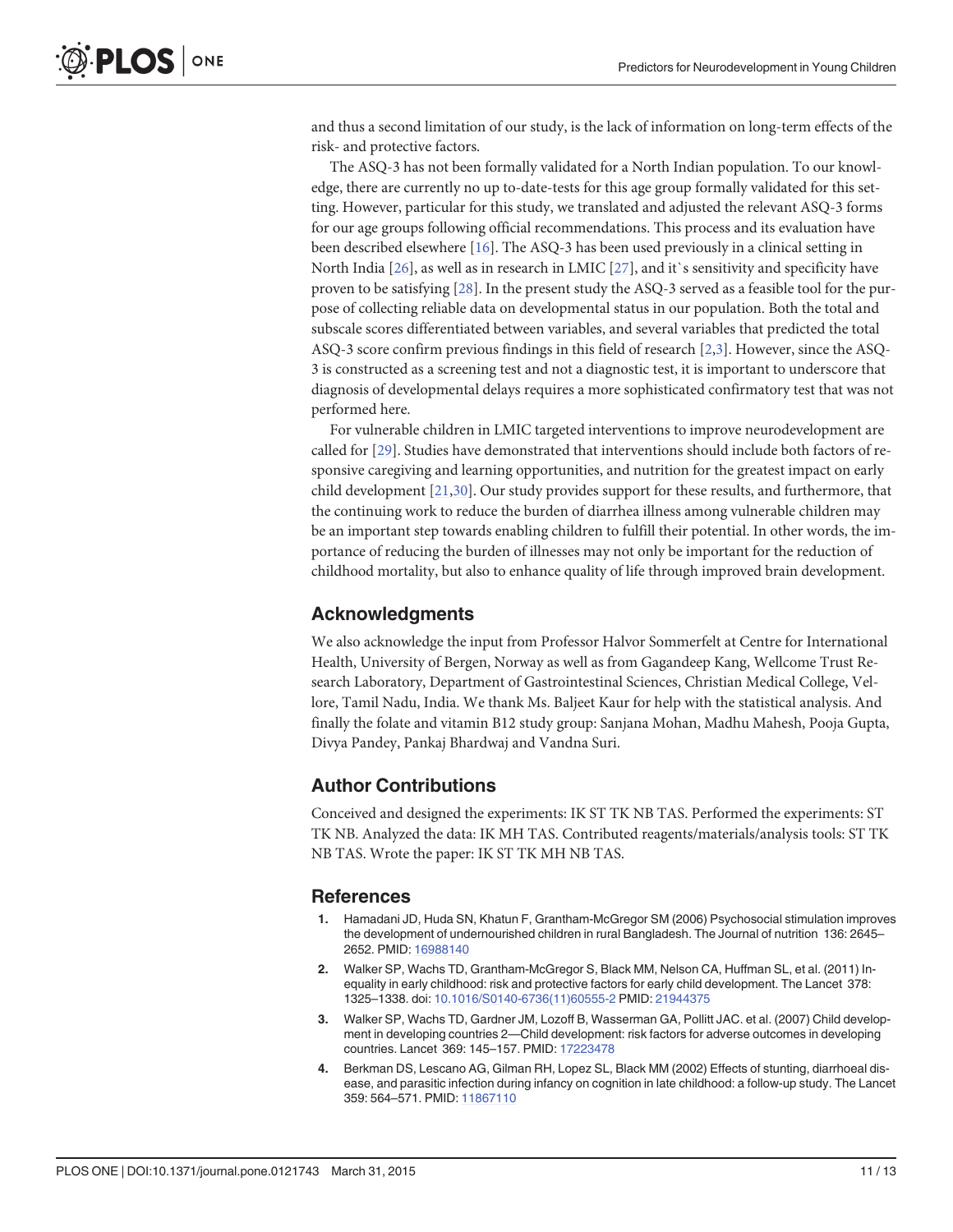and thus a second limitation of our study, is the lack of information on long-term effects of the risk- and protective factors.

The ASQ-3 has not been formally validated for a North Indian population. To our knowledge, there are currently no up to-date-tests for this age group formally validated for this setting. However, particular for this study, we translated and adjusted the relevant ASQ-3 forms for our age groups following official recommendations. This process and its evaluation have been described elsewhere [16]. The ASQ-3 has been used previously in a clinical setting in North India [26], as well as in research in LMIC [27], and it`s sensitivity and specificity have proven to be satisfying [28]. In the present study the ASQ-3 served as a feasible tool for the purpose of collecting reliable data on developmental status in our population. Both the total and subscale scores differentiated between variables, and several variables that predicted the total ASQ-3 score confirm previous findings in this field of research [2,3]. However, since the ASQ-3 is constructed as a screening test and not a diagnostic test, it is important to underscore that diagnosis of developmental delays requires a more sophisticated confirmatory test that was not performed here.

For vulnerable children in LMIC targeted interventions to improve neurodevelopment are called for [29]. Studies have demonstrated that interventions should include both factors of responsive caregiving and learning opportunities, and nutrition for the greatest impact on early child development [21,30]. Our study provides support for these results, and furthermore, that the continuing work to reduce the burden of diarrhea illness among vulnerable children may be an important step towards enabling children to fulfill their potential. In other words, the importance of reducing the burden of illnesses may not only be important for the reduction of childhood mortality, but also to enhance quality of life through improved brain development.

## Acknowledgments

We also acknowledge the input from Professor Halvor Sommerfelt at Centre for International Health, University of Bergen, Norway as well as from Gagandeep Kang, Wellcome Trust Research Laboratory, Department of Gastrointestinal Sciences, Christian Medical College, Vellore, Tamil Nadu, India. We thank Ms. Baljeet Kaur for help with the statistical analysis. And finally the folate and vitamin B12 study group: Sanjana Mohan, Madhu Mahesh, Pooja Gupta, Divya Pandey, Pankaj Bhardwaj and Vandna Suri.

## Author Contributions

Conceived and designed the experiments: IK ST TK NB TAS. Performed the experiments: ST TK NB. Analyzed the data: IK MH TAS. Contributed reagents/materials/analysis tools: ST TK NB TAS. Wrote the paper: IK ST TK MH NB TAS.

## References

1. Hamadani JD, Huda SN, Khatun F, Grantham-McGregor SM (2006) Psychosocial stimulation improves the development of undernourished children in rural Bangladesh. The Journal of nutrition 136: 2645–2652. PMID: 16988140
2. Walker SP, Wachs TD, Grantham-McGregor S, Black MM, Nelson CA, Huffman SL, et al. (2011) Inequality in early childhood: risk and protective factors for early child development. The Lancet 378: 1325–1338. doi: 10.1016/S0140-6736(11)60555-2 PMID: 21944375
3. Walker SP, Wachs TD, Gardner JM, Lozoff B, Wasserman GA, Pollitt JAC. et al. (2007) Child development in developing countries 2—Child development: risk factors for adverse outcomes in developing countries. Lancet 369: 145–157. PMID: 17223478
4. Berkman DS, Lescano AG, Gilman RH, Lopez SL, Black MM (2002) Effects of stunting, diarrhoeal disease, and parasitic infection during infancy on cognition in late childhood: a follow-up study. The Lancet 359: 564–571. PMID: 11867110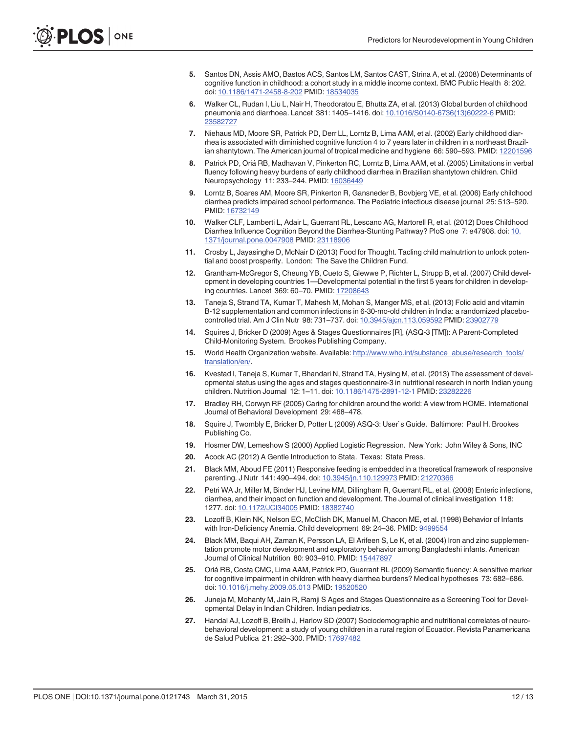5. Santos DN, Assis AMO, Bastos ACS, Santos LM, Santos CAST, Strina A, et al. (2008) Determinants of cognitive function in childhood: a cohort study in a middle income context. BMC Public Health 8: 202. doi: 10.1186/1471-2458-8-202 PMID: 18534035
6. Walker CL, Rudan I, Liu L, Nair H, Theodoratou E, Bhutta ZA, et al. (2013) Global burden of childhood pneumonia and diarrhoea. Lancet 381: 1405–1416. doi: 10.1016/S0140-6736(13)60222-6 PMID: 23582727
7. Niehaus MD, Moore SR, Patrick PD, Derr LL, Lorntz B, Lima AAM, et al. (2002) Early childhood diarrhea is associated with diminished cognitive function 4 to 7 years later in children in a northeast Brazilian shantytown. The American journal of tropical medicine and hygiene 66: 590–593. PMID: 12201596
8. Patrick PD, Oriá RB, Madhavan V, Pinkerton RC, Lorntz B, Lima AAM, et al. (2005) Limitations in verbal fluency following heavy burdens of early childhood diarrhea in Brazilian shantytown children. Child Neuropsychology 11: 233–244. PMID: 16036449
9. Lorntz B, Soares AM, Moore SR, Pinkerton R, Gansneder B, Bovbjerg VE, et al. (2006) Early childhood diarrhea predicts impaired school performance. The Pediatric infectious disease journal 25: 513–520. PMID: 16732149
10. Walker CLF, Lamberti L, Adair L, Guerrant RL, Lescano AG, Martorell R, et al. (2012) Does Childhood Diarrhea Influence Cognition Beyond the Diarrhea-Stunting Pathway? PloS one 7: e47908. doi: 10.1371/journal.pone.0047908 PMID: 23118906
11. Crosby L, Jayasinghe D, McNair D (2013) Food for Thought. Tacling child malnutrtion to unlock potential and boost prosperity. London: The Save the Children Fund.
12. Grantham-McGregor S, Cheung YB, Cueto S, Glewwe P, Richter L, Strupp B, et al. (2007) Child development in developing countries 1—Developmental potential in the first 5 years for children in developing countries. Lancet 369: 60–70. PMID: 17208643
13. Taneja S, Strand TA, Kumar T, Mahesh M, Mohan S, Manger MS, et al. (2013) Folic acid and vitamin B-12 supplementation and common infections in 6-30-mo-old children in India: a randomized placebo-controlled trial. Am J Clin Nutr 98: 731–737. doi: 10.3945/ajcn.113.059592 PMID: 23902779
14. Squires J, Bricker D (2009) Ages & Stages Questionnaires [R], (ASQ-3 [TM]): A Parent-Completed Child-Monitoring System. Brookes Publishing Company.
15. World Health Organization website. Available: http://www.who.int/substance_abuse/research_tools/translation/en/.
16. Kvestad I, Taneja S, Kumar T, Bhandari N, Strand TA, Hysing M, et al. (2013) The assessment of developmental status using the ages and stages questionnaire-3 in nutritional research in north Indian young children. Nutrition Journal 12: 1–11. doi: 10.1186/1475-2891-12-1 PMID: 23282226
17. Bradley RH, Corwyn RF (2005) Caring for children around the world: A view from HOME. International Journal of Behavioral Development 29: 468–478.
18. Squire J, Twombly E, Bricker D, Potter L (2009) ASQ-3: User`s Guide. Baltimore: Paul H. Brookes Publishing Co.
19. Hosmer DW, Lemeshow S (2000) Applied Logistic Regression. New York: John Wiley & Sons, INC
20. Acock AC (2012) A Gentle Introduction to Stata. Texas: Stata Press.
21. Black MM, Aboud FE (2011) Responsive feeding is embedded in a theoretical framework of responsive parenting. J Nutr 141: 490–494. doi: 10.3945/jn.110.129973 PMID: 21270366
22. Petri WA Jr, Miller M, Binder HJ, Levine MM, Dillingham R, Guerrant RL, et al. (2008) Enteric infections, diarrhea, and their impact on function and development. The Journal of clinical investigation 118: 1277. doi: 10.1172/JCI34005 PMID: 18382740
23. Lozoff B, Klein NK, Nelson EC, McClish DK, Manuel M, Chacon ME, et al. (1998) Behavior of Infants with Iron-Deficiency Anemia. Child development 69: 24–36. PMID: 9499554
24. Black MM, Baqui AH, Zaman K, Persson LA, El Arifeen S, Le K, et al. (2004) Iron and zinc supplementation promote motor development and exploratory behavior among Bangladeshi infants. American Journal of Clinical Nutrition 80: 903–910. PMID: 15447897
25. Oriá RB, Costa CMC, Lima AAM, Patrick PD, Guerrant RL (2009) Semantic fluency: A sensitive marker for cognitive impairment in children with heavy diarrhea burdens? Medical hypotheses 73: 682–686. doi: 10.1016/j.mehy.2009.05.013 PMID: 19520520
26. Juneja M, Mohanty M, Jain R, Ramji S Ages and Stages Questionnaire as a Screening Tool for Developmental Delay in Indian Children. Indian pediatrics.
27. Handal AJ, Lozoff B, Breilh J, Harlow SD (2007) Sociodemographic and nutritional correlates of neurobehavioral development: a study of young children in a rural region of Ecuador. Revista Panamericana de Salud Publica 21: 292–300. PMID: 17697482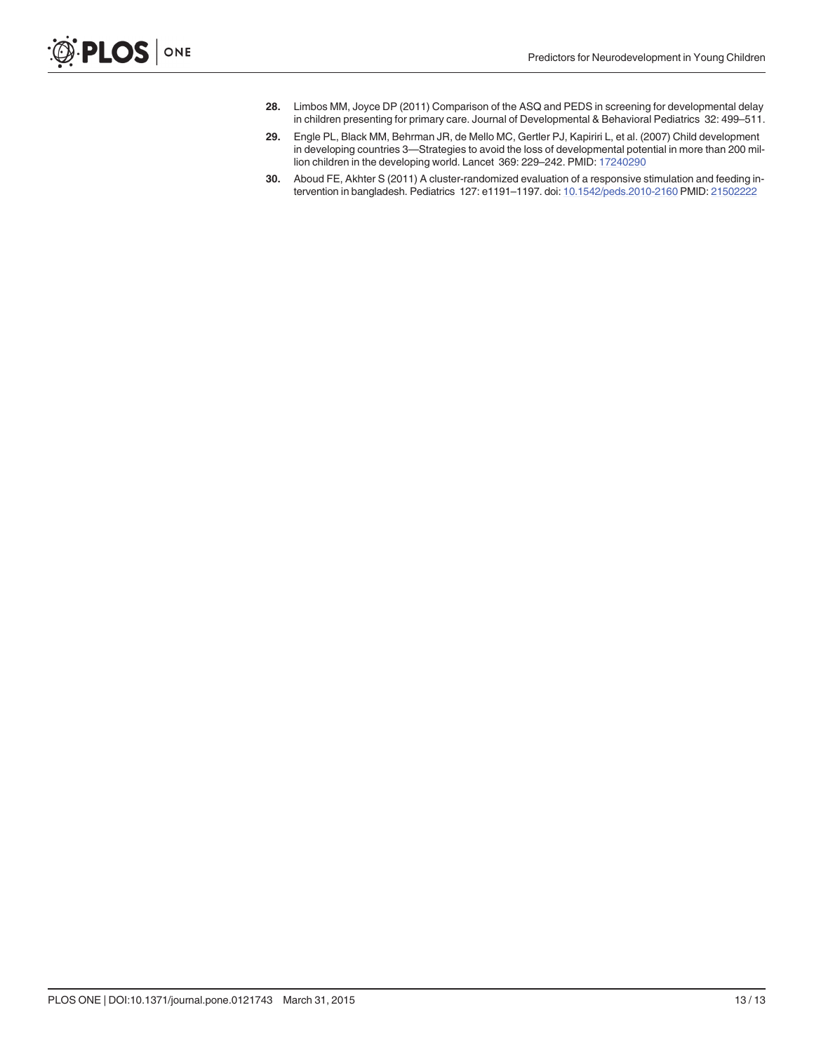28. Limbos MM, Joyce DP (2011) Comparison of the ASQ and PEDS in screening for developmental delay in children presenting for primary care. Journal of Developmental & Behavioral Pediatrics 32: 499–511.

29. Engle PL, Black MM, Behrman JR, de Mello MC, Gertler PJ, Kapiriri L, et al. (2007) Child development in developing countries 3—Strategies to avoid the loss of developmental potential in more than 200 million children in the developing world. Lancet 369: 229–242. PMID: 17240290

30. Aboud FE, Akhter S (2011) A cluster-randomized evaluation of a responsive stimulation and feeding intervention in bangladesh. Pediatrics 127: e1191–1197. doi: 10.1542/peds.2010-2160 PMID: 21502222